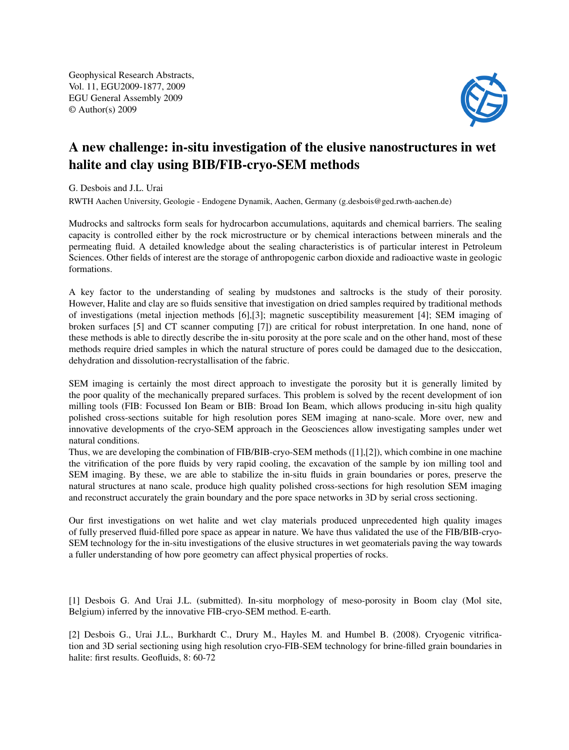Geophysical Research Abstracts,
Vol. 11, EGU2009-1877, 2009
EGU General Assembly 2009
© Author(s) 2009

# A new challenge: in-situ investigation of the elusive nanostructures in wet halite and clay using BIB/FIB-cryo-SEM methods

G. Desbois and J.L. Urai

RWTH Aachen University, Geologie - Endogene Dynamik, Aachen, Germany (g.desbois@ged.rwth-aachen.de)

Mudrocks and saltrocks form seals for hydrocarbon accumulations, aquitards and chemical barriers. The sealing capacity is controlled either by the rock microstructure or by chemical interactions between minerals and the permeating fluid. A detailed knowledge about the sealing characteristics is of particular interest in Petroleum Sciences. Other fields of interest are the storage of anthropogenic carbon dioxide and radioactive waste in geologic formations.

A key factor to the understanding of sealing by mudstones and saltrocks is the study of their porosity. However, Halite and clay are so fluids sensitive that investigation on dried samples required by traditional methods of investigations (metal injection methods [6],[3]; magnetic susceptibility measurement [4]; SEM imaging of broken surfaces [5] and CT scanner computing [7]) are critical for robust interpretation. In one hand, none of these methods is able to directly describe the in-situ porosity at the pore scale and on the other hand, most of these methods require dried samples in which the natural structure of pores could be damaged due to the desiccation, dehydration and dissolution-recrystallisation of the fabric.

SEM imaging is certainly the most direct approach to investigate the porosity but it is generally limited by the poor quality of the mechanically prepared surfaces. This problem is solved by the recent development of ion milling tools (FIB: Focussed Ion Beam or BIB: Broad Ion Beam, which allows producing in-situ high quality polished cross-sections suitable for high resolution pores SEM imaging at nano-scale. More over, new and innovative developments of the cryo-SEM approach in the Geosciences allow investigating samples under wet natural conditions.

Thus, we are developing the combination of FIB/BIB-cryo-SEM methods ([1],[2]), which combine in one machine the vitrification of the pore fluids by very rapid cooling, the excavation of the sample by ion milling tool and SEM imaging. By these, we are able to stabilize the in-situ fluids in grain boundaries or pores, preserve the natural structures at nano scale, produce high quality polished cross-sections for high resolution SEM imaging and reconstruct accurately the grain boundary and the pore space networks in 3D by serial cross sectioning.

Our first investigations on wet halite and wet clay materials produced unprecedented high quality images of fully preserved fluid-filled pore space as appear in nature. We have thus validated the use of the FIB/BIB-cryo-SEM technology for the in-situ investigations of the elusive structures in wet geomaterials paving the way towards a fuller understanding of how pore geometry can affect physical properties of rocks.

[1] Desbois G. And Urai J.L. (submitted). In-situ morphology of meso-porosity in Boom clay (Mol site, Belgium) inferred by the innovative FIB-cryo-SEM method. E-earth.

[2] Desbois G., Urai J.L., Burkhardt C., Drury M., Hayles M. and Humbel B. (2008). Cryogenic vitrification and 3D serial sectioning using high resolution cryo-FIB-SEM technology for brine-filled grain boundaries in halite: first results. Geofluids, 8: 60-72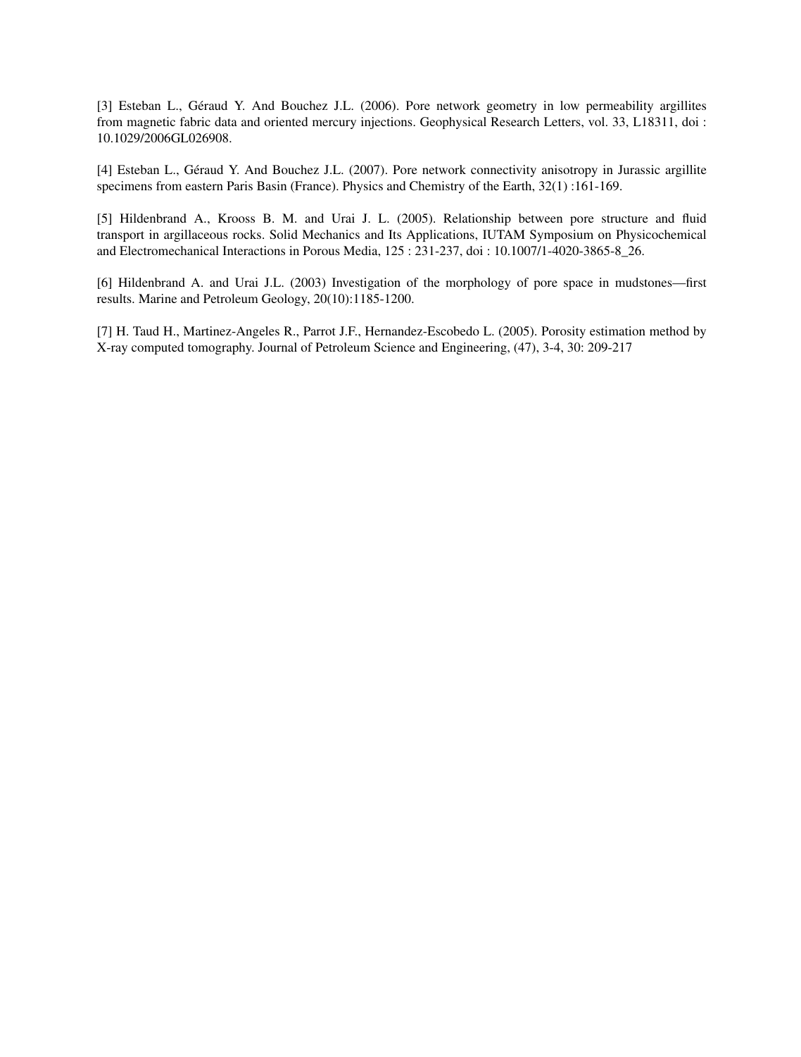[3] Esteban L., Géraud Y. And Bouchez J.L. (2006). Pore network geometry in low permeability argillites from magnetic fabric data and oriented mercury injections. Geophysical Research Letters, vol. 33, L18311, doi : 10.1029/2006GL026908.

[4] Esteban L., Géraud Y. And Bouchez J.L. (2007). Pore network connectivity anisotropy in Jurassic argillite specimens from eastern Paris Basin (France). Physics and Chemistry of the Earth, 32(1) :161-169.

[5] Hildenbrand A., Krooss B. M. and Urai J. L. (2005). Relationship between pore structure and fluid transport in argillaceous rocks. Solid Mechanics and Its Applications, IUTAM Symposium on Physicochemical and Electromechanical Interactions in Porous Media, 125 : 231-237, doi : 10.1007/1-4020-3865-8_26.

[6] Hildenbrand A. and Urai J.L. (2003) Investigation of the morphology of pore space in mudstones—first results. Marine and Petroleum Geology, 20(10):1185-1200.

[7] H. Taud H., Martinez-Angeles R., Parrot J.F., Hernandez-Escobedo L. (2005). Porosity estimation method by X-ray computed tomography. Journal of Petroleum Science and Engineering, (47), 3-4, 30: 209-217